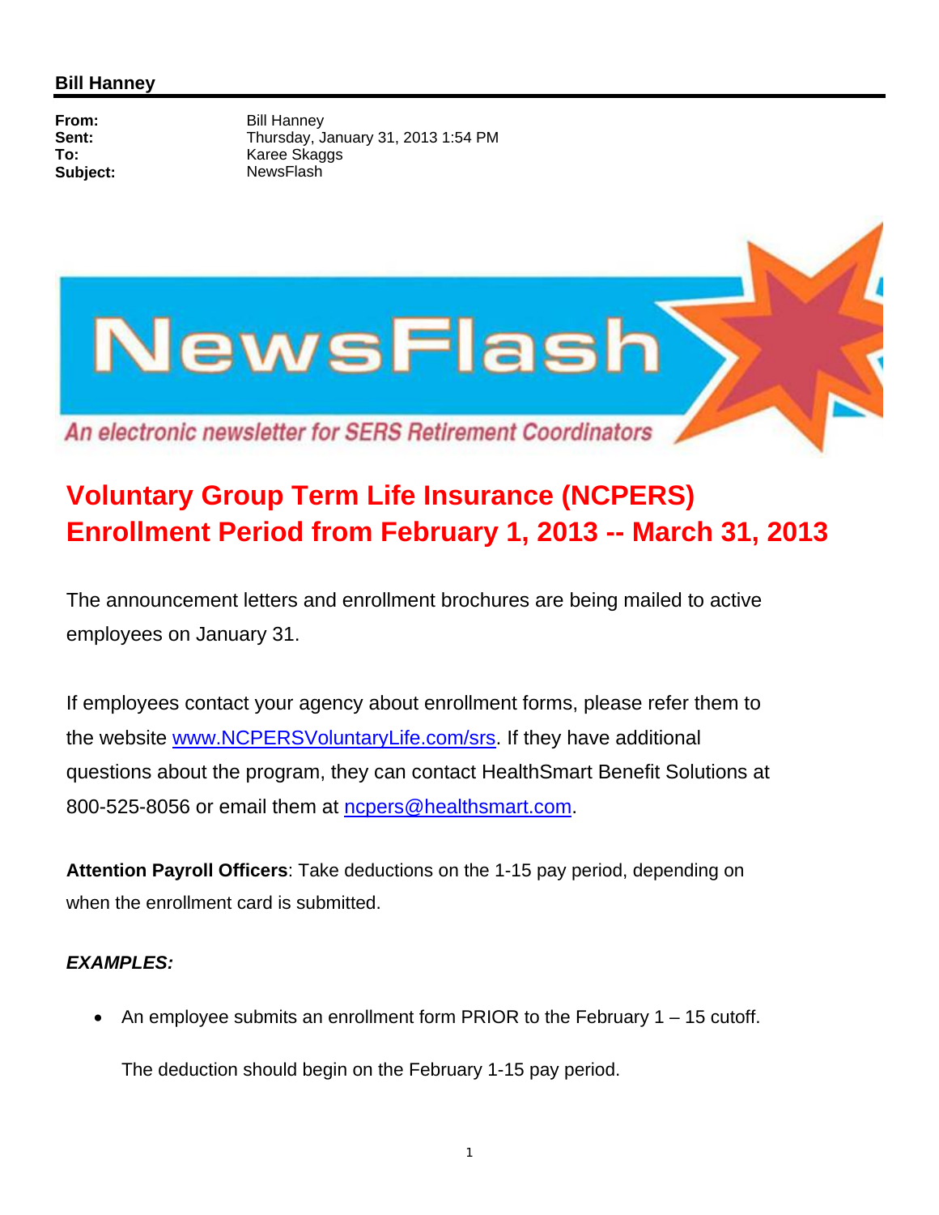**Bill Hanney**

| | |
|---|---|
| **From:** | Bill Hanney |
| **Sent:** | Thursday, January 31, 2013 1:54 PM |
| **To:** | Karee Skaggs |
| **Subject:** | NewsFlash |

# NewsFlash

*An electronic newsletter for SERS Retirement Coordinators*

## Voluntary Group Term Life Insurance (NCPERS) Enrollment Period from February 1, 2013 -- March 31, 2013

The announcement letters and enrollment brochures are being mailed to active employees on January 31.

If employees contact your agency about enrollment forms, please refer them to the website www.NCPERSVoluntaryLife.com/srs. If they have additional questions about the program, they can contact HealthSmart Benefit Solutions at 800-525-8056 or email them at ncpers@healthsmart.com.

**Attention Payroll Officers**: Take deductions on the 1-15 pay period, depending on when the enrollment card is submitted.

***EXAMPLES:***

- An employee submits an enrollment form PRIOR to the February 1 – 15 cutoff.

  The deduction should begin on the February 1-15 pay period.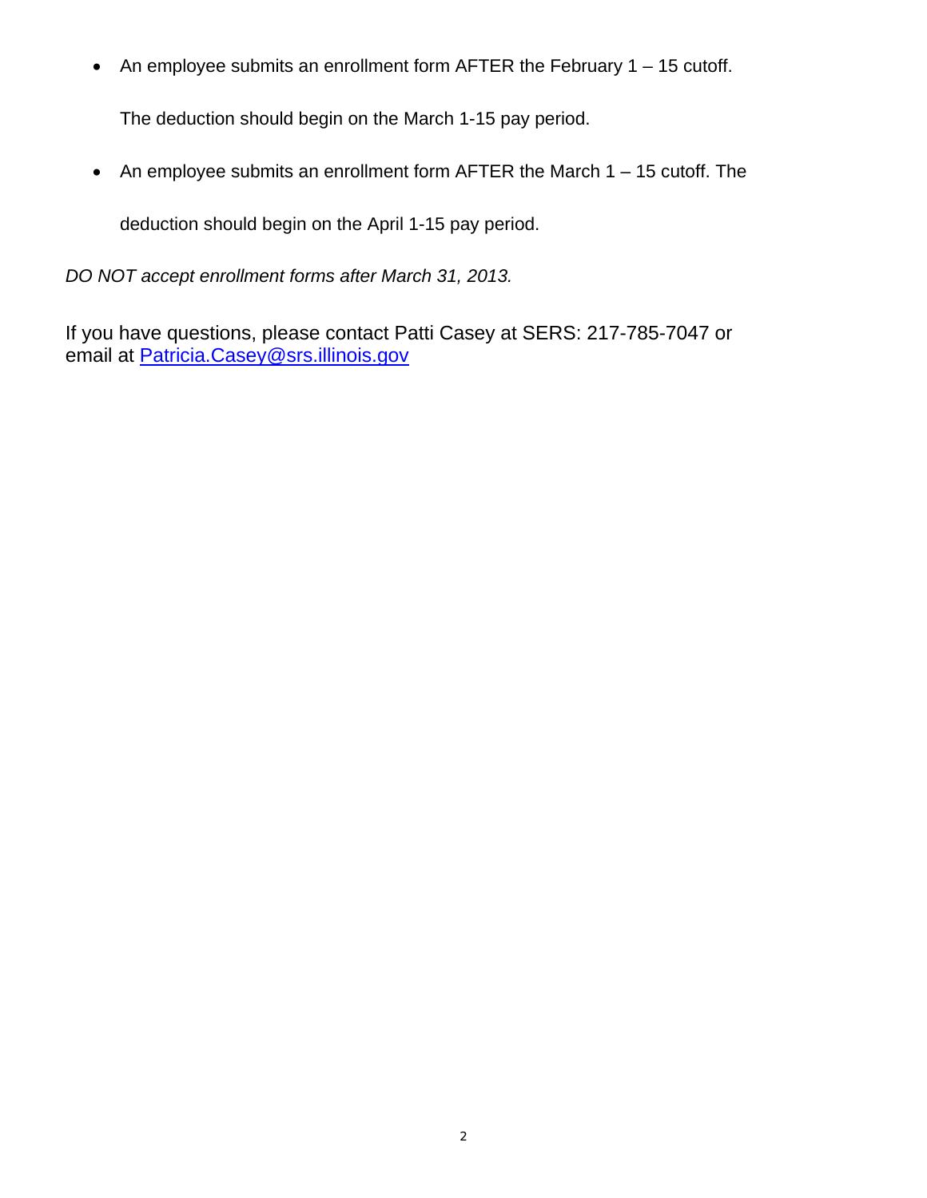- An employee submits an enrollment form AFTER the February 1 – 15 cutoff.

  The deduction should begin on the March 1-15 pay period.

- An employee submits an enrollment form AFTER the March 1 – 15 cutoff. The deduction should begin on the April 1-15 pay period.

*DO NOT accept enrollment forms after March 31, 2013.*

If you have questions, please contact Patti Casey at SERS: 217-785-7047 or email at [Patricia.Casey@srs.illinois.gov](mailto:Patricia.Casey@srs.illinois.gov)